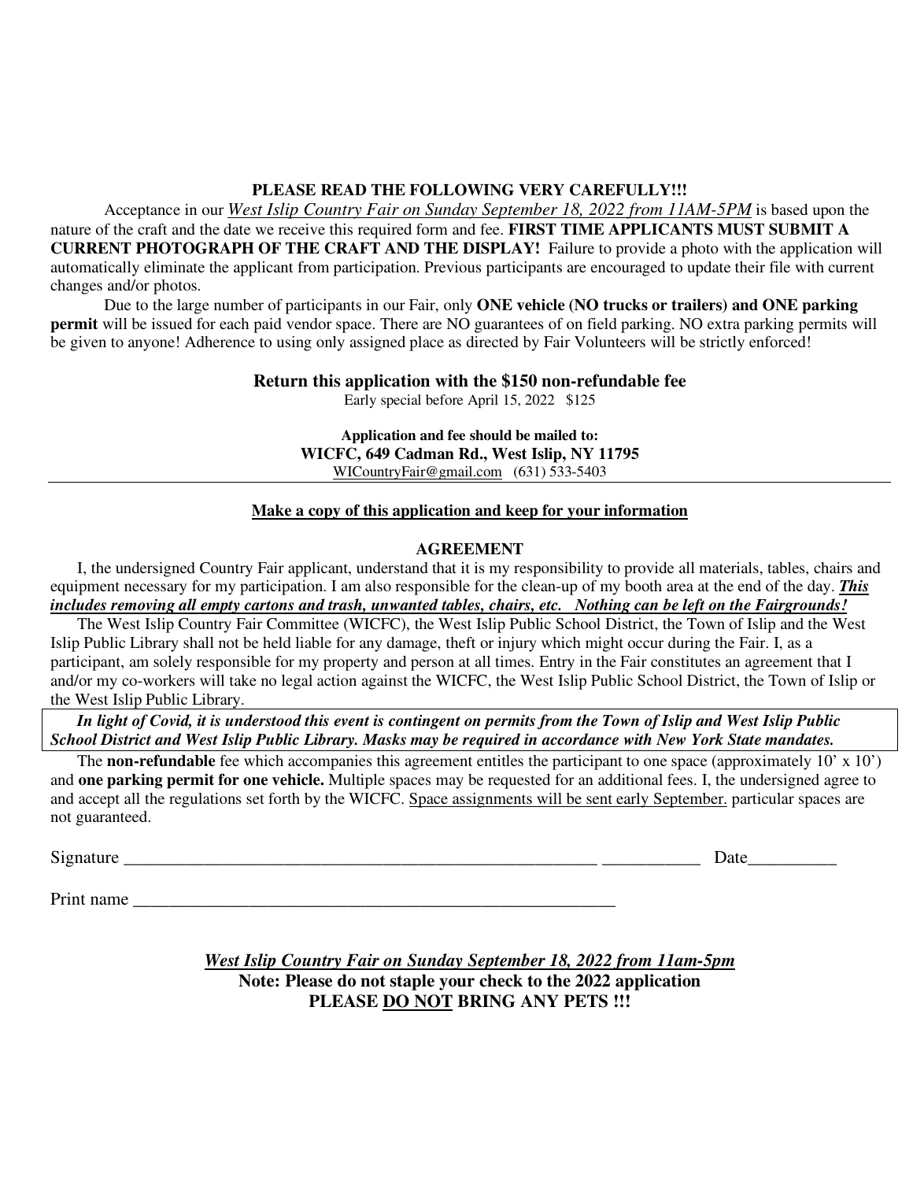**PLEASE READ THE FOLLOWING VERY CAREFULLY!!!**

Acceptance in our *West Islip Country Fair on Sunday September 18, 2022 from 11AM-5PM* is based upon the nature of the craft and the date we receive this required form and fee. **FIRST TIME APPLICANTS MUST SUBMIT A CURRENT PHOTOGRAPH OF THE CRAFT AND THE DISPLAY!** Failure to provide a photo with the application will automatically eliminate the applicant from participation. Previous participants are encouraged to update their file with current changes and/or photos.

Due to the large number of participants in our Fair, only **ONE vehicle (NO trucks or trailers) and ONE parking permit** will be issued for each paid vendor space. There are NO guarantees of on field parking. NO extra parking permits will be given to anyone! Adherence to using only assigned place as directed by Fair Volunteers will be strictly enforced!

**Return this application with the $150 non-refundable fee**

Early special before April 15, 2022 $125

**Application and fee should be mailed to:**

**WICFC, 649 Cadman Rd., West Islip, NY 11795**

WICountryFair@gmail.com (631) 533-5403

---

**Make a copy of this application and keep for your information**

**AGREEMENT**

I, the undersigned Country Fair applicant, understand that it is my responsibility to provide all materials, tables, chairs and equipment necessary for my participation. I am also responsible for the clean-up of my booth area at the end of the day. ***This includes removing all empty cartons and trash, unwanted tables, chairs, etc. Nothing can be left on the Fairgrounds!***

The West Islip Country Fair Committee (WICFC), the West Islip Public School District, the Town of Islip and the West Islip Public Library shall not be held liable for any damage, theft or injury which might occur during the Fair. I, as a participant, am solely responsible for my property and person at all times. Entry in the Fair constitutes an agreement that I and/or my co-workers will take no legal action against the WICFC, the West Islip Public School District, the Town of Islip or the West Islip Public Library.

***In light of Covid, it is understood this event is contingent on permits from the Town of Islip and West Islip Public School District and West Islip Public Library. Masks may be required in accordance with New York State mandates.***

The **non-refundable** fee which accompanies this agreement entitles the participant to one space (approximately 10' x 10') and **one parking permit for one vehicle.** Multiple spaces may be requested for an additional fees. I, the undersigned agree to and accept all the regulations set forth by the WICFC. Space assignments will be sent early September. particular spaces are not guaranteed.

Signature ________________________________________________ ___________ Date__________

Print name ________________________________________________

*West Islip Country Fair on Sunday September 18, 2022 from 11am-5pm*

**Note: Please do not staple your check to the 2022 application**

**PLEASE DO NOT BRING ANY PETS !!!**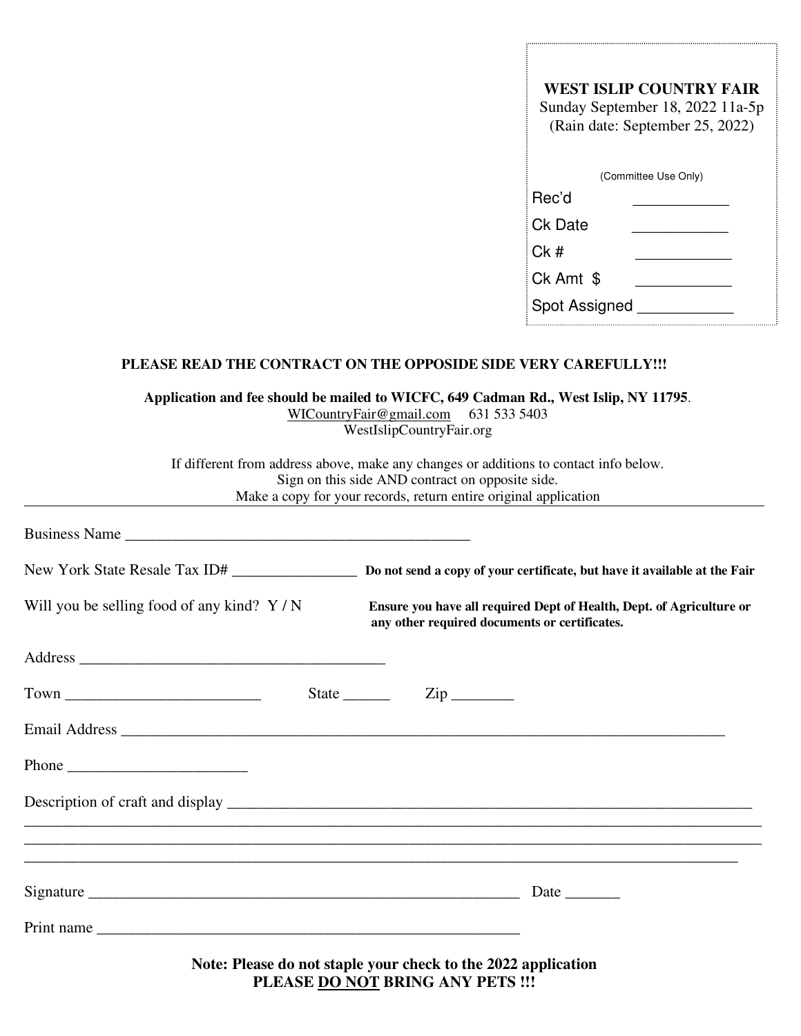**WEST ISLIP COUNTRY FAIR**
Sunday September 18, 2022 11a-5p
(Rain date: September 25, 2022)

(Committee Use Only)

Rec'd ___________

Ck Date ___________

Ck # ___________

Ck Amt $ ___________

Spot Assigned ___________

**PLEASE READ THE CONTRACT ON THE OPPOSIDE SIDE VERY CAREFULLY!!!**

**Application and fee should be mailed to WICFC, 649 Cadman Rd., West Islip, NY 11795**.
WICountryFair@gmail.com 631 533 5403
WestIslipCountryFair.org

If different from address above, make any changes or additions to contact info below.
Sign on this side AND contract on opposite side.
Make a copy for your records, return entire original application

---

Business Name ______________________________________________

New York State Resale Tax ID# ________________ **Do not send a copy of your certificate, but have it available at the Fair**

Will you be selling food of any kind? Y / N **Ensure you have all required Dept of Health, Dept. of Agriculture or any other required documents or certificates.**

Address ________________________________________

Town _________________________ State ______ Zip ________

Email Address ________________________________________________________________________________

Phone _______________________

Description of craft and display ______________________________________________________________________
_____________________________________________________________________________________________
_____________________________________________________________________________________________
_____________________________________________________________________________________________

Signature ___________________________________________________________ Date _______

Print name ________________________________________________________

**Note: Please do not staple your check to the 2022 application**
**PLEASE <u>DO NOT</u> BRING ANY PETS !!!**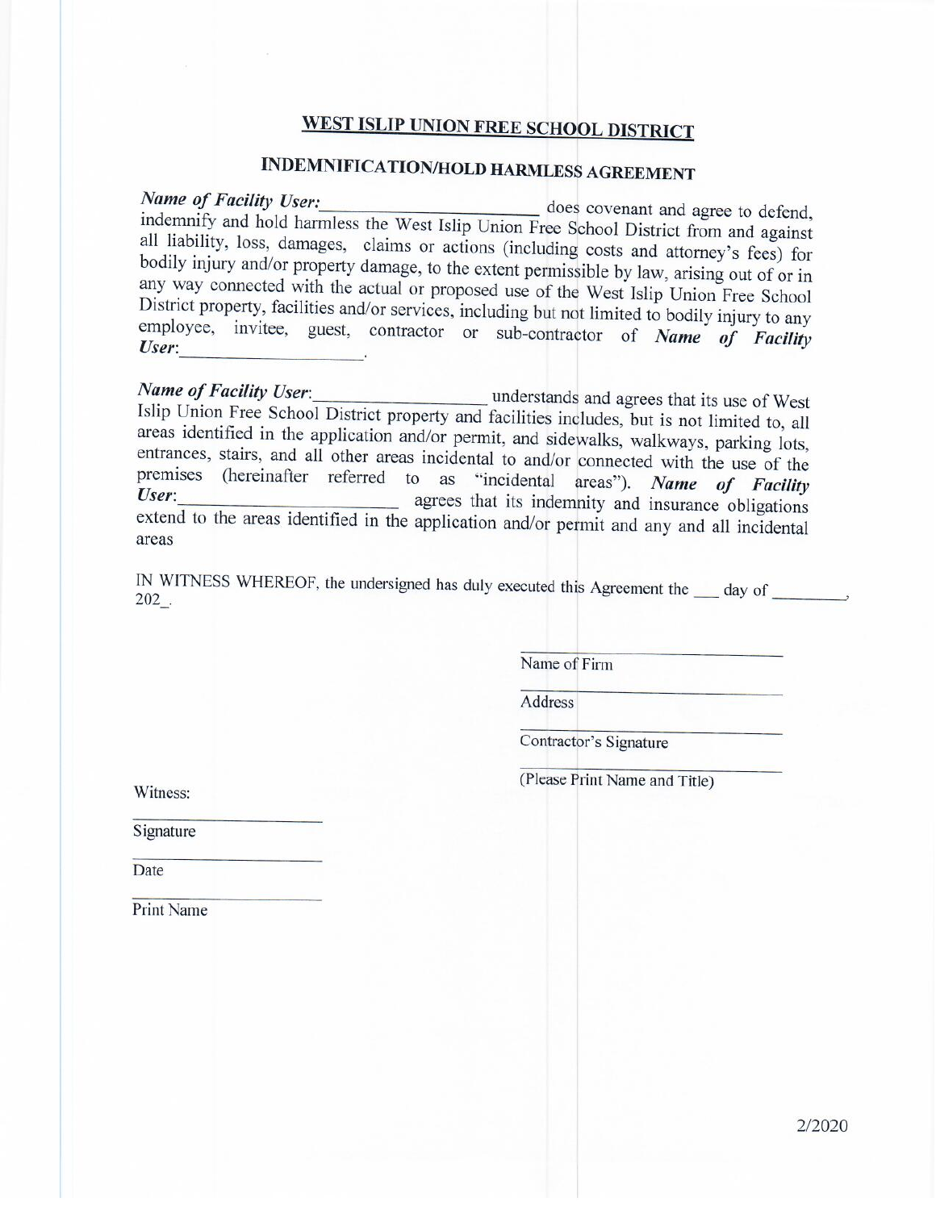# WEST ISLIP UNION FREE SCHOOL DISTRICT

## INDEMNIFICATION/HOLD HARMLESS AGREEMENT

***Name of Facility User:***\_\_\_\_\_\_\_\_\_\_\_\_\_\_\_\_\_\_\_\_\_\_\_\_ does covenant and agree to defend, indemnify and hold harmless the West Islip Union Free School District from and against all liability, loss, damages, claims or actions (including costs and attorney's fees) for bodily injury and/or property damage, to the extent permissible by law, arising out of or in any way connected with the actual or proposed use of the West Islip Union Free School District property, facilities and/or services, including but not limited to bodily injury to any employee, invitee, guest, contractor or sub-contractor of ***Name of Facility User***:\_\_\_\_\_\_\_\_\_\_\_\_\_\_\_\_\_\_\_\_\_\_.

***Name of Facility User***:\_\_\_\_\_\_\_\_\_\_\_\_\_\_\_\_\_\_\_\_\_\_ understands and agrees that its use of West Islip Union Free School District property and facilities includes, but is not limited to, all areas identified in the application and/or permit, and sidewalks, walkways, parking lots, entrances, stairs, and all other areas incidental to and/or connected with the use of the premises (hereinafter referred to as "incidental areas"). ***Name of Facility User***:\_\_\_\_\_\_\_\_\_\_\_\_\_\_\_\_\_\_\_\_\_\_\_\_ agrees that its indemnity and insurance obligations extend to the areas identified in the application and/or permit and any and all incidental areas

IN WITNESS WHEREOF, the undersigned has duly executed this Agreement the \_\_\_ day of \_\_\_\_\_\_\_\_\_, 202\_.

\_\_\_\_\_\_\_\_\_\_\_\_\_\_\_\_\_\_\_\_\_\_\_\_\_\_\_\_\_\_\_\_
Name of Firm

\_\_\_\_\_\_\_\_\_\_\_\_\_\_\_\_\_\_\_\_\_\_\_\_\_\_\_\_\_\_\_\_
Address

\_\_\_\_\_\_\_\_\_\_\_\_\_\_\_\_\_\_\_\_\_\_\_\_\_\_\_\_\_\_\_\_
Contractor's Signature

\_\_\_\_\_\_\_\_\_\_\_\_\_\_\_\_\_\_\_\_\_\_\_\_\_\_\_\_\_\_\_\_
(Please Print Name and Title)

Witness:

\_\_\_\_\_\_\_\_\_\_\_\_\_\_\_\_\_\_\_\_\_\_\_\_\_\_
Signature

\_\_\_\_\_\_\_\_\_\_\_\_\_\_\_\_\_\_\_\_\_\_\_\_\_\_
Date

\_\_\_\_\_\_\_\_\_\_\_\_\_\_\_\_\_\_\_\_\_\_\_\_\_\_
Print Name

2/2020